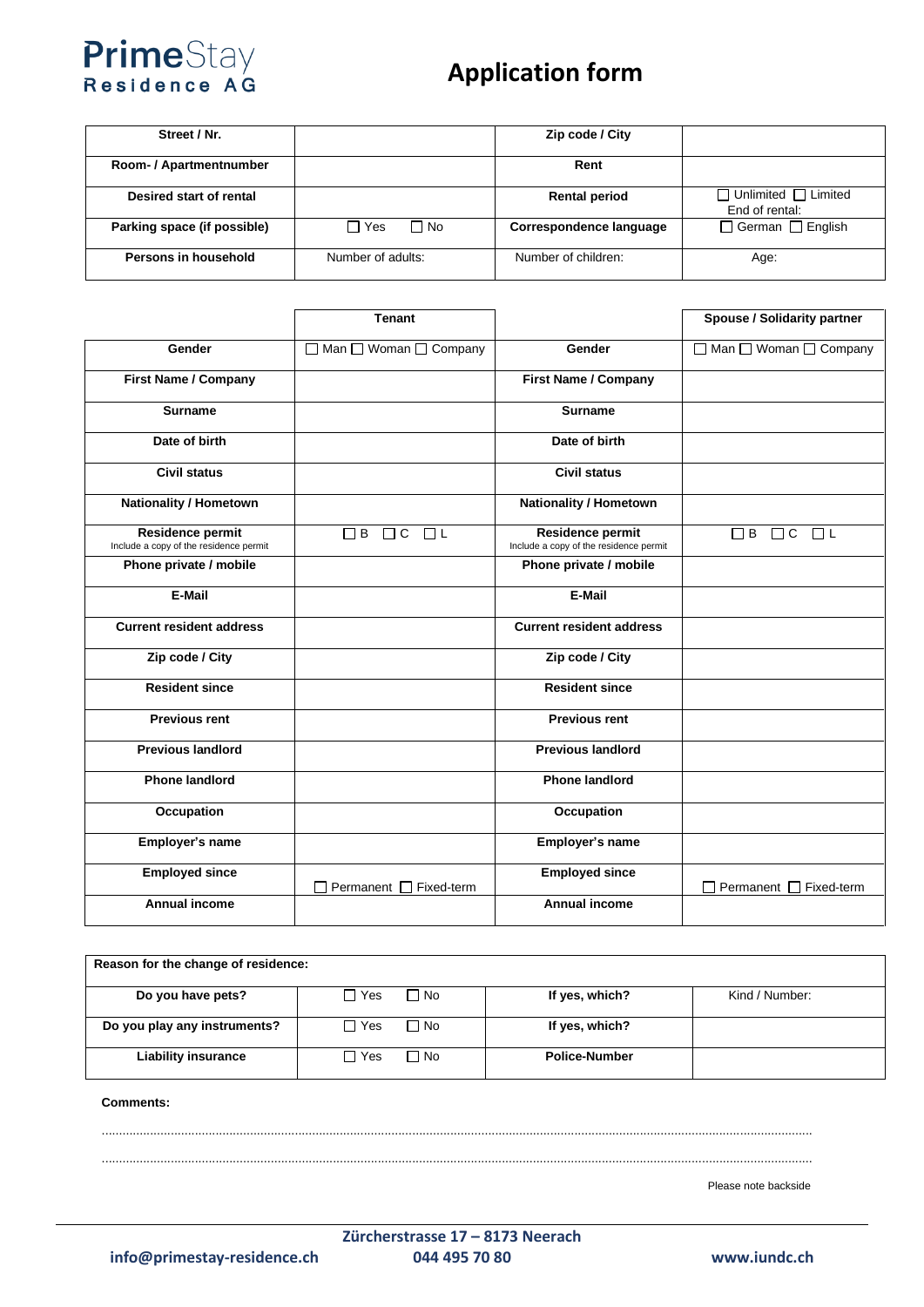**PrimeStay**
**Residence AG**

# Application form

| Street / Nr. | | Zip code / City | |
|---|---|---|---|
| Room- / Apartmentnumber | | Rent | |
| Desired start of rental | | Rental period | ☐ Unlimited ☐ Limited<br>End of rental: |
| Parking space (if possible) | ☐ Yes ☐ No | Correspondence language | ☐ German ☐ English |
| Persons in household | Number of adults: | Number of children: | Age: |

| | Tenant | | Spouse / Solidarity partner |
|---|---|---|---|
| Gender | ☐ Man ☐ Woman ☐ Company | Gender | ☐ Man ☐ Woman ☐ Company |
| First Name / Company | | First Name / Company | |
| Surname | | Surname | |
| Date of birth | | Date of birth | |
| Civil status | | Civil status | |
| Nationality / Hometown | | Nationality / Hometown | |
| Residence permit<br>Include a copy of the residence permit | ☐ B ☐ C ☐ L | Residence permit<br>Include a copy of the residence permit | ☐ B ☐ C ☐ L |
| Phone private / mobile | | Phone private / mobile | |
| E-Mail | | E-Mail | |
| Current resident address | | Current resident address | |
| Zip code / City | | Zip code / City | |
| Resident since | | Resident since | |
| Previous rent | | Previous rent | |
| Previous landlord | | Previous landlord | |
| Phone landlord | | Phone landlord | |
| Occupation | | Occupation | |
| Employer's name | | Employer's name | |
| Employed since | ☐ Permanent ☐ Fixed-term | Employed since | ☐ Permanent ☐ Fixed-term |
| Annual income | | Annual income | |

| Reason for the change of residence: | | | |
|---|---|---|---|
| Do you have pets? | ☐ Yes ☐ No | If yes, which? | Kind / Number: |
| Do you play any instruments? | ☐ Yes ☐ No | If yes, which? | |
| Liability insurance | ☐ Yes ☐ No | Police-Number | |

**Comments:**

...................................................................................................................................................................................................

...................................................................................................................................................................................................

Please note backside

**Zürcherstrasse 17 – 8173 Neerach**

**info@primestay-residence.ch** | **044 495 70 80** | **www.iundc.ch**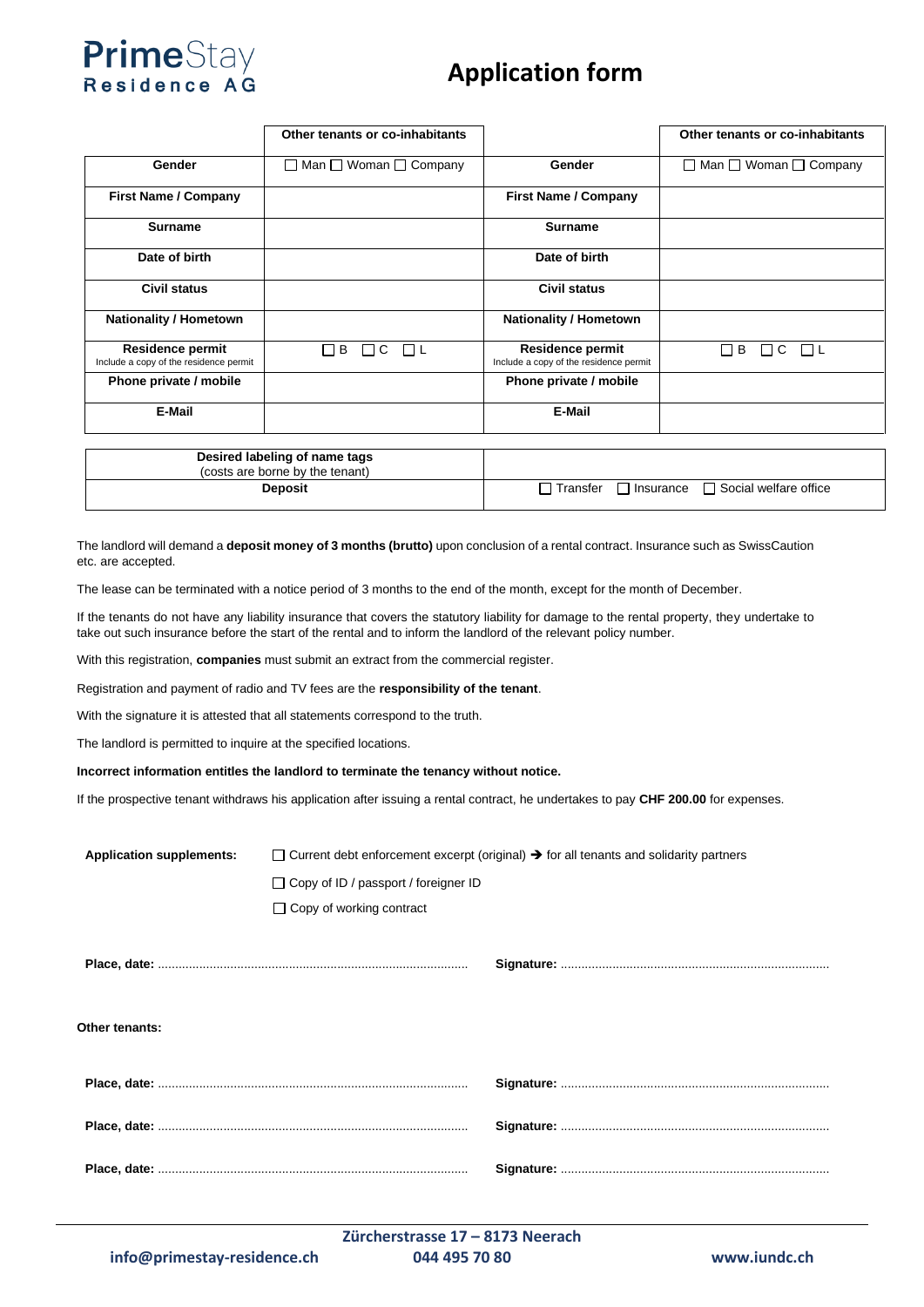**PrimeStay**
**Residence AG**

# Application form

| | Other tenants or co-inhabitants | | Other tenants or co-inhabitants |
|---|---|---|---|
| **Gender** | ☐ Man ☐ Woman ☐ Company | **Gender** | ☐ Man ☐ Woman ☐ Company |
| **First Name / Company** | | **First Name / Company** | |
| **Surname** | | **Surname** | |
| **Date of birth** | | **Date of birth** | |
| **Civil status** | | **Civil status** | |
| **Nationality / Hometown** | | **Nationality / Hometown** | |
| **Residence permit** Include a copy of the residence permit | ☐ B ☐ C ☐ L | **Residence permit** Include a copy of the residence permit | ☐ B ☐ C ☐ L |
| **Phone private / mobile** | | **Phone private / mobile** | |
| **E-Mail** | | **E-Mail** | |

| | |
|---|---|
| **Desired labeling of name tags** (costs are borne by the tenant) | |
| **Deposit** | ☐ Transfer ☐ Insurance ☐ Social welfare office |

The landlord will demand a **deposit money of 3 months (brutto)** upon conclusion of a rental contract. Insurance such as SwissCaution etc. are accepted.

The lease can be terminated with a notice period of 3 months to the end of the month, except for the month of December.

If the tenants do not have any liability insurance that covers the statutory liability for damage to the rental property, they undertake to take out such insurance before the start of the rental and to inform the landlord of the relevant policy number.

With this registration, **companies** must submit an extract from the commercial register.

Registration and payment of radio and TV fees are the **responsibility of the tenant**.

With the signature it is attested that all statements correspond to the truth.

The landlord is permitted to inquire at the specified locations.

**Incorrect information entitles the landlord to terminate the tenancy without notice.**

If the prospective tenant withdraws his application after issuing a rental contract, he undertakes to pay **CHF 200.00** for expenses.

**Application supplements:**

- ☐ Current debt enforcement excerpt (original) ➔ for all tenants and solidarity partners
- ☐ Copy of ID / passport / foreigner ID
- ☐ Copy of working contract

**Place, date:** ........................................................................................ **Signature:** .............................................................................

**Other tenants:**

**Place, date:** ........................................................................................ **Signature:** .............................................................................

**Place, date:** ........................................................................................ **Signature:** .............................................................................

**Place, date:** ........................................................................................ **Signature:** .............................................................................

**Zürcherstrasse 17 – 8173 Neerach**

**info@primestay-residence.ch** **044 495 70 80** **www.iundc.ch**